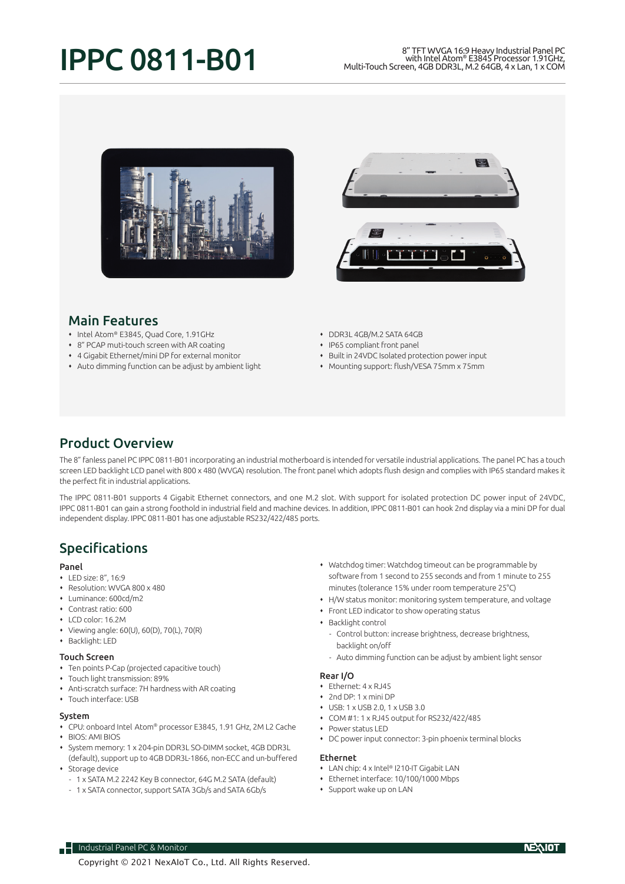# IPPC 0811-B01

8" TFT WVGA 16:9 Heavy Industrial Panel PC with Intel Atom® E3845 Processor 1.91GHz, Multi-Touch Screen, 4GB DDR3L, M.2 64GB, 4 x Lan, 1 x COM

## Main Features

- Intel Atom® E3845, Quad Core, 1.91GHz
- 8" PCAP muti-touch screen with AR coating
- 4 Gigabit Ethernet/mini DP for external monitor
- Auto dimming function can be adjust by ambient light
- DDR3L 4GB/M.2 SATA 64GB
- IP65 compliant front panel
- Built in 24VDC Isolated protection power input
- Mounting support: flush/VESA 75mm x 75mm

## Product Overview

The 8" fanless panel PC IPPC 0811-B01 incorporating an industrial motherboard is intended for versatile industrial applications. The panel PC has a touch screen LED backlight LCD panel with 800 x 480 (WVGA) resolution. The front panel which adopts flush design and complies with IP65 standard makes it the perfect fit in industrial applications.

The IPPC 0811-B01 supports 4 Gigabit Ethernet connectors, and one M.2 slot. With support for isolated protection DC power input of 24VDC, IPPC 0811-B01 can gain a strong foothold in industrial field and machine devices. In addition, IPPC 0811-B01 can hook 2nd display via a mini DP for dual independent display. IPPC 0811-B01 has one adjustable RS232/422/485 ports.

## Specifications

### Panel

- LED size: 8", 16:9
- Resolution: WVGA 800 x 480
- Luminance: 600cd/m2
- Contrast ratio: 600
- LCD color: 16.2M
- Viewing angle: 60(U), 60(D), 70(L), 70(R)
- Backlight: LED

### Touch Screen

- Ten points P-Cap (projected capacitive touch)
- Touch light transmission: 89%
- Anti-scratch surface: 7H hardness with AR coating
- Touch interface: USB

### System

- CPU: onboard Intel Atom® processor E3845, 1.91 GHz, 2M L2 Cache
- BIOS: AMI BIOS
- System memory: 1 x 204-pin DDR3L SO-DIMM socket, 4GB DDR3L (default), support up to 4GB DDR3L-1866, non-ECC and un-buffered
- Storage device
  - 1 x SATA M.2 2242 Key B connector, 64G M.2 SATA (default)
  - 1 x SATA connector, support SATA 3Gb/s and SATA 6Gb/s
- Watchdog timer: Watchdog timeout can be programmable by software from 1 second to 255 seconds and from 1 minute to 255 minutes (tolerance 15% under room temperature 25°C)
- H/W status monitor: monitoring system temperature, and voltage
- Front LED indicator to show operating status
- Backlight control
  - Control button: increase brightness, decrease brightness, backlight on/off
  - Auto dimming function can be adjust by ambient light sensor

### Rear I/O

- Ethernet: 4 x RJ45
- 2nd DP: 1 x mini DP
- USB: 1 x USB 2.0, 1 x USB 3.0
- COM #1: 1 x RJ45 output for RS232/422/485
- Power status LED
- DC power input connector: 3-pin phoenix terminal blocks

### Ethernet

- LAN chip: 4 x Intel® I210-IT Gigabit LAN
- Ethernet interface: 10/100/1000 Mbps
- Support wake up on LAN

Industrial Panel PC & Monitor

Copyright © 2021 NexAIoT Co., Ltd. All Rights Reserved.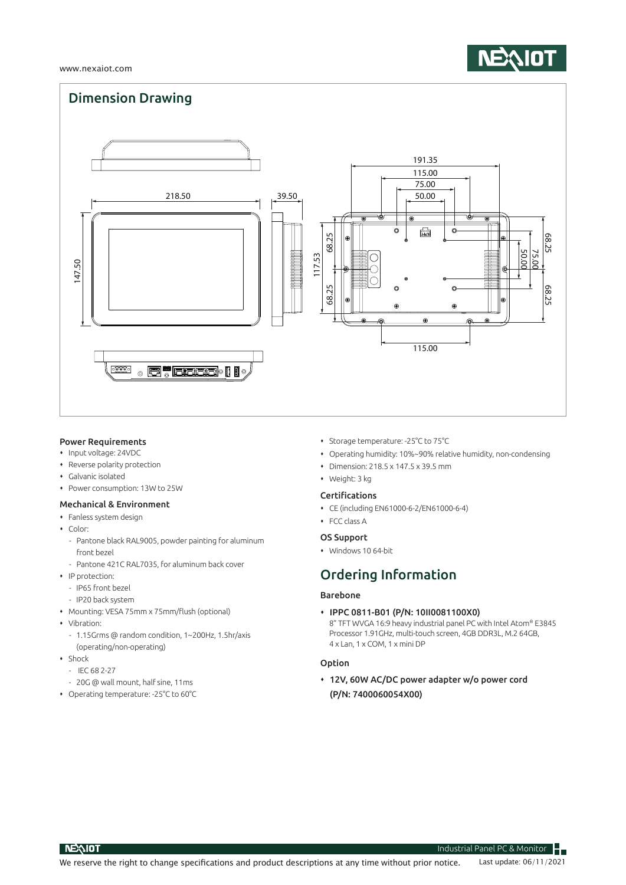## Dimension Drawing

218.50

39.50

147.50

117.53

191.35

115.00

75.00

50.00

68.25

68.25

68.25

75.00

50.00

68.25

115.00

### Power Requirements

- Input voltage: 24VDC
- Reverse polarity protection
- Galvanic isolated
- Power consumption: 13W to 25W

### Mechanical & Environment

- Fanless system design
- Color:
  - Pantone black RAL9005, powder painting for aluminum front bezel
  - Pantone 421C RAL7035, for aluminum back cover
- IP protection:
  - IP65 front bezel
  - IP20 back system
- Mounting: VESA 75mm x 75mm/flush (optional)
- Vibration:
  - 1.15Grms @ random condition, 1~200Hz, 1.5hr/axis (operating/non-operating)
- Shock
  - IEC 68 2-27
  - 20G @ wall mount, half sine, 11ms
- Operating temperature: -25°C to 60°C
- Storage temperature: -25°C to 75°C
- Operating humidity: 10%~90% relative humidity, non-condensing
- Dimension: 218.5 x 147.5 x 39.5 mm
- Weight: 3 kg

### Certifications

- CE (including EN61000-6-2/EN61000-6-4)
- FCC class A

### OS Support

- Windows 10 64-bit

## Ordering Information

### Barebone

- **IPPC 0811-B01 (P/N: 10II0081100X0)**
  8" TFT WVGA 16:9 heavy industrial panel PC with Intel Atom® E3845 Processor 1.91GHz, multi-touch screen, 4GB DDR3L, M.2 64GB, 4 x Lan, 1 x COM, 1 x mini DP

### Option

- **12V, 60W AC/DC power adapter w/o power cord (P/N: 7400060054X00)**

We reserve the right to change specifications and product descriptions at any time without prior notice. Last update: 06/11/2021